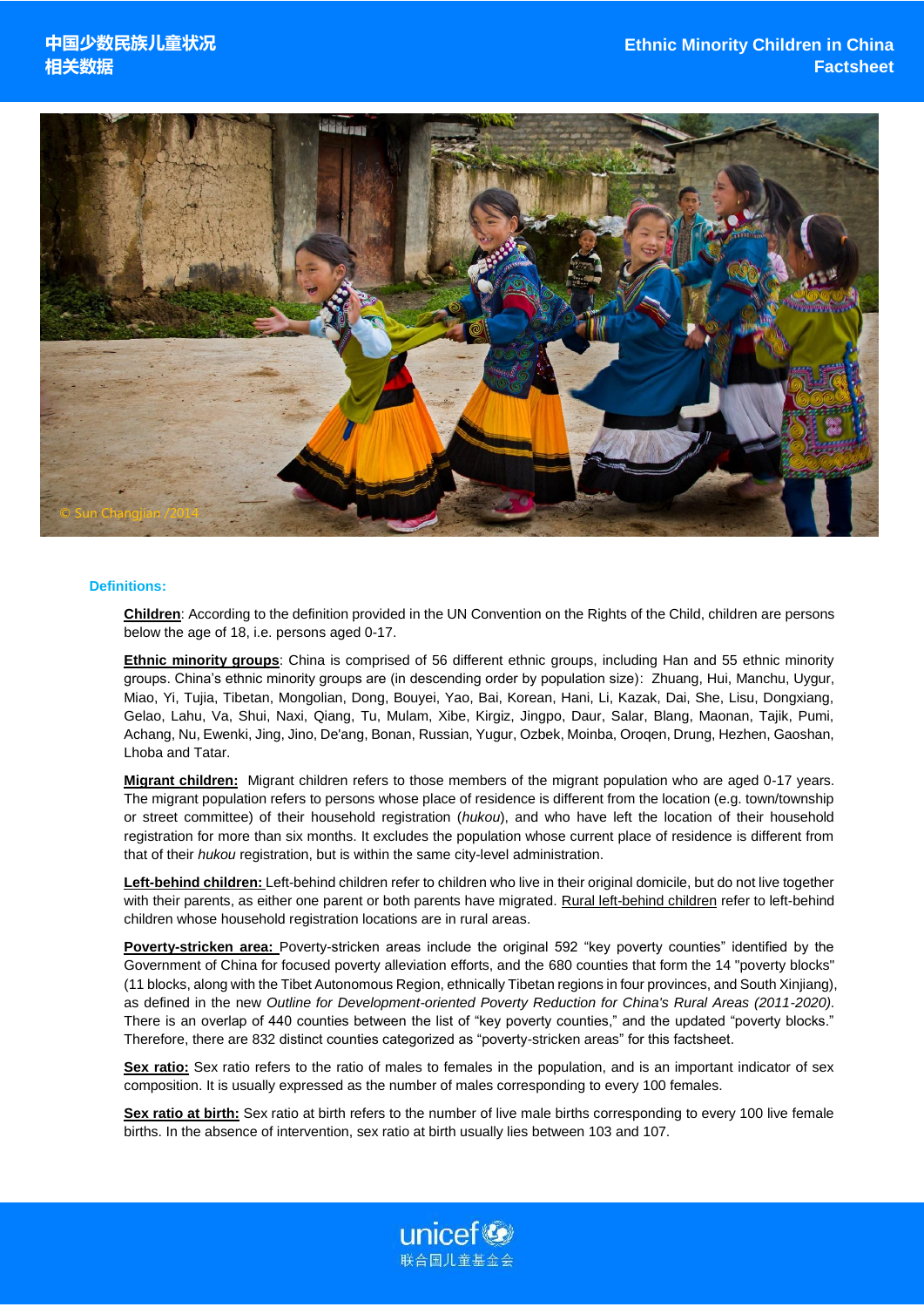# 中国少数民族儿童状况相关数据

# Ethnic Minority Children in China Factsheet

© Sun Changjian /2014

### Definitions:

**Children**: According to the definition provided in the UN Convention on the Rights of the Child, children are persons below the age of 18, i.e. persons aged 0-17.

**Ethnic minority groups**: China is comprised of 56 different ethnic groups, including Han and 55 ethnic minority groups. China's ethnic minority groups are (in descending order by population size): Zhuang, Hui, Manchu, Uygur, Miao, Yi, Tujia, Tibetan, Mongolian, Dong, Bouyei, Yao, Bai, Korean, Hani, Li, Kazak, Dai, She, Lisu, Dongxiang, Gelao, Lahu, Va, Shui, Naxi, Qiang, Tu, Mulam, Xibe, Kirgiz, Jingpo, Daur, Salar, Blang, Maonan, Tajik, Pumi, Achang, Nu, Ewenki, Jing, Jino, De'ang, Bonan, Russian, Yugur, Ozbek, Moinba, Oroqen, Drung, Hezhen, Gaoshan, Lhoba and Tatar.

**Migrant children:** Migrant children refers to those members of the migrant population who are aged 0-17 years. The migrant population refers to persons whose place of residence is different from the location (e.g. town/township or street committee) of their household registration (*hukou*), and who have left the location of their household registration for more than six months. It excludes the population whose current place of residence is different from that of their *hukou* registration, but is within the same city-level administration.

**Left-behind children:** Left-behind children refer to children who live in their original domicile, but do not live together with their parents, as either one parent or both parents have migrated. Rural left-behind children refer to left-behind children whose household registration locations are in rural areas.

**Poverty-stricken area:** Poverty-stricken areas include the original 592 "key poverty counties" identified by the Government of China for focused poverty alleviation efforts, and the 680 counties that form the 14 "poverty blocks" (11 blocks, along with the Tibet Autonomous Region, ethnically Tibetan regions in four provinces, and South Xinjiang), as defined in the new *Outline for Development-oriented Poverty Reduction for China's Rural Areas (2011-2020)*. There is an overlap of 440 counties between the list of "key poverty counties," and the updated "poverty blocks." Therefore, there are 832 distinct counties categorized as "poverty-stricken areas" for this factsheet.

**Sex ratio:** Sex ratio refers to the ratio of males to females in the population, and is an important indicator of sex composition. It is usually expressed as the number of males corresponding to every 100 females.

**Sex ratio at birth:** Sex ratio at birth refers to the number of live male births corresponding to every 100 live female births. In the absence of intervention, sex ratio at birth usually lies between 103 and 107.

unicef 联合国儿童基金会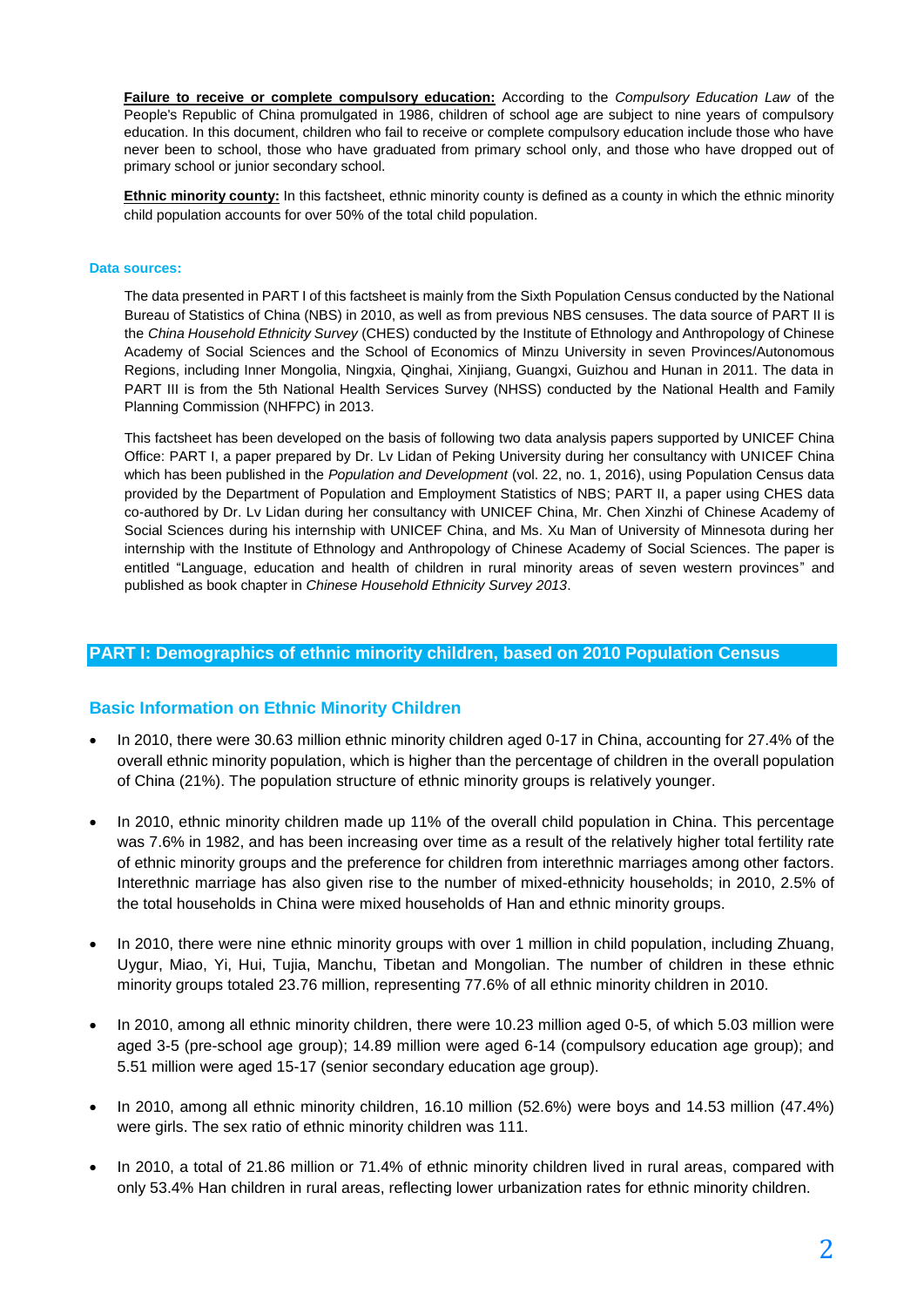**Failure to receive or complete compulsory education:** According to the *Compulsory Education Law* of the People's Republic of China promulgated in 1986, children of school age are subject to nine years of compulsory education. In this document, children who fail to receive or complete compulsory education include those who have never been to school, those who have graduated from primary school only, and those who have dropped out of primary school or junior secondary school.

**Ethnic minority county:** In this factsheet, ethnic minority county is defined as a county in which the ethnic minority child population accounts for over 50% of the total child population.

**Data sources:**

The data presented in PART I of this factsheet is mainly from the Sixth Population Census conducted by the National Bureau of Statistics of China (NBS) in 2010, as well as from previous NBS censuses. The data source of PART II is the *China Household Ethnicity Survey* (CHES) conducted by the Institute of Ethnology and Anthropology of Chinese Academy of Social Sciences and the School of Economics of Minzu University in seven Provinces/Autonomous Regions, including Inner Mongolia, Ningxia, Qinghai, Xinjiang, Guangxi, Guizhou and Hunan in 2011. The data in PART III is from the 5th National Health Services Survey (NHSS) conducted by the National Health and Family Planning Commission (NHFPC) in 2013.

This factsheet has been developed on the basis of following two data analysis papers supported by UNICEF China Office: PART I, a paper prepared by Dr. Lv Lidan of Peking University during her consultancy with UNICEF China which has been published in the *Population and Development* (vol. 22, no. 1, 2016), using Population Census data provided by the Department of Population and Employment Statistics of NBS; PART II, a paper using CHES data co-authored by Dr. Lv Lidan during her consultancy with UNICEF China, Mr. Chen Xinzhi of Chinese Academy of Social Sciences during his internship with UNICEF China, and Ms. Xu Man of University of Minnesota during her internship with the Institute of Ethnology and Anthropology of Chinese Academy of Social Sciences. The paper is entitled "Language, education and health of children in rural minority areas of seven western provinces" and published as book chapter in *Chinese Household Ethnicity Survey 2013*.

## PART I: Demographics of ethnic minority children, based on 2010 Population Census

### Basic Information on Ethnic Minority Children

- In 2010, there were 30.63 million ethnic minority children aged 0-17 in China, accounting for 27.4% of the overall ethnic minority population, which is higher than the percentage of children in the overall population of China (21%). The population structure of ethnic minority groups is relatively younger.

- In 2010, ethnic minority children made up 11% of the overall child population in China. This percentage was 7.6% in 1982, and has been increasing over time as a result of the relatively higher total fertility rate of ethnic minority groups and the preference for children from interethnic marriages among other factors. Interethnic marriage has also given rise to the number of mixed-ethnicity households; in 2010, 2.5% of the total households in China were mixed households of Han and ethnic minority groups.

- In 2010, there were nine ethnic minority groups with over 1 million in child population, including Zhuang, Uygur, Miao, Yi, Hui, Tujia, Manchu, Tibetan and Mongolian. The number of children in these ethnic minority groups totaled 23.76 million, representing 77.6% of all ethnic minority children in 2010.

- In 2010, among all ethnic minority children, there were 10.23 million aged 0-5, of which 5.03 million were aged 3-5 (pre-school age group); 14.89 million were aged 6-14 (compulsory education age group); and 5.51 million were aged 15-17 (senior secondary education age group).

- In 2010, among all ethnic minority children, 16.10 million (52.6%) were boys and 14.53 million (47.4%) were girls. The sex ratio of ethnic minority children was 111.

- In 2010, a total of 21.86 million or 71.4% of ethnic minority children lived in rural areas, compared with only 53.4% Han children in rural areas, reflecting lower urbanization rates for ethnic minority children.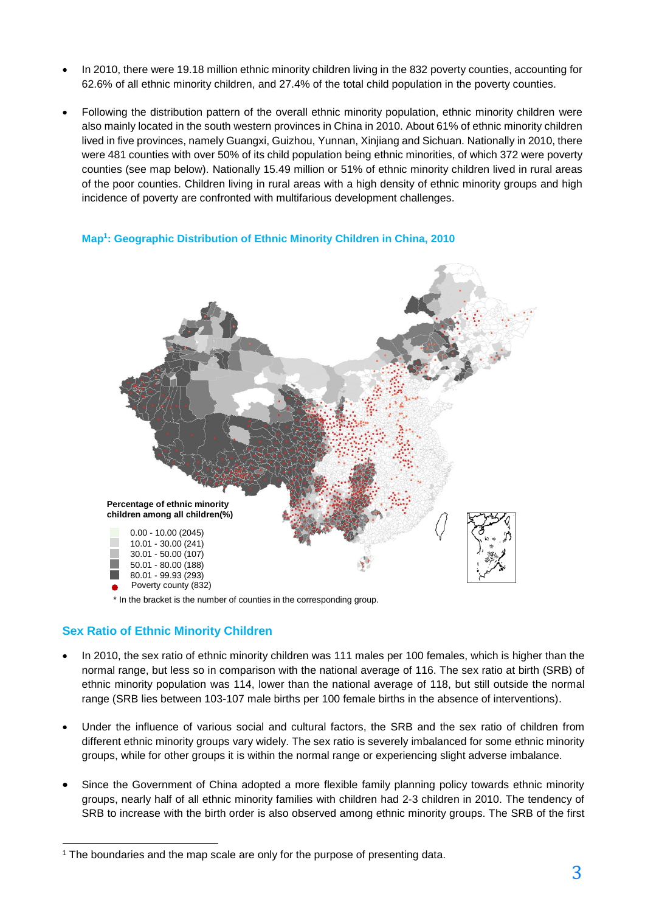- In 2010, there were 19.18 million ethnic minority children living in the 832 poverty counties, accounting for 62.6% of all ethnic minority children, and 27.4% of the total child population in the poverty counties.
- Following the distribution pattern of the overall ethnic minority population, ethnic minority children were also mainly located in the south western provinces in China in 2010. About 61% of ethnic minority children lived in five provinces, namely Guangxi, Guizhou, Yunnan, Xinjiang and Sichuan. Nationally in 2010, there were 481 counties with over 50% of its child population being ethnic minorities, of which 372 were poverty counties (see map below). Nationally 15.49 million or 51% of ethnic minority children lived in rural areas of the poor counties. Children living in rural areas with a high density of ethnic minority groups and high incidence of poverty are confronted with multifarious development challenges.

#### Map[1]: Geographic Distribution of Ethnic Minority Children in China, 2010

Percentage of ethnic minority children among all children(%)

- 0.00 - 10.00 (2045)
- 10.01 - 30.00 (241)
- 30.01 - 50.00 (107)
- 50.01 - 80.00 (188)
- 80.01 - 99.93 (293)
- Poverty county (832)

\* In the bracket is the number of counties in the corresponding group.

## Sex Ratio of Ethnic Minority Children

- In 2010, the sex ratio of ethnic minority children was 111 males per 100 females, which is higher than the normal range, but less so in comparison with the national average of 116. The sex ratio at birth (SRB) of ethnic minority population was 114, lower than the national average of 118, but still outside the normal range (SRB lies between 103-107 male births per 100 female births in the absence of interventions).
- Under the influence of various social and cultural factors, the SRB and the sex ratio of children from different ethnic minority groups vary widely. The sex ratio is severely imbalanced for some ethnic minority groups, while for other groups it is within the normal range or experiencing slight adverse imbalance.
- Since the Government of China adopted a more flexible family planning policy towards ethnic minority groups, nearly half of all ethnic minority families with children had 2-3 children in 2010. The tendency of SRB to increase with the birth order is also observed among ethnic minority groups. The SRB of the first

[1] The boundaries and the map scale are only for the purpose of presenting data.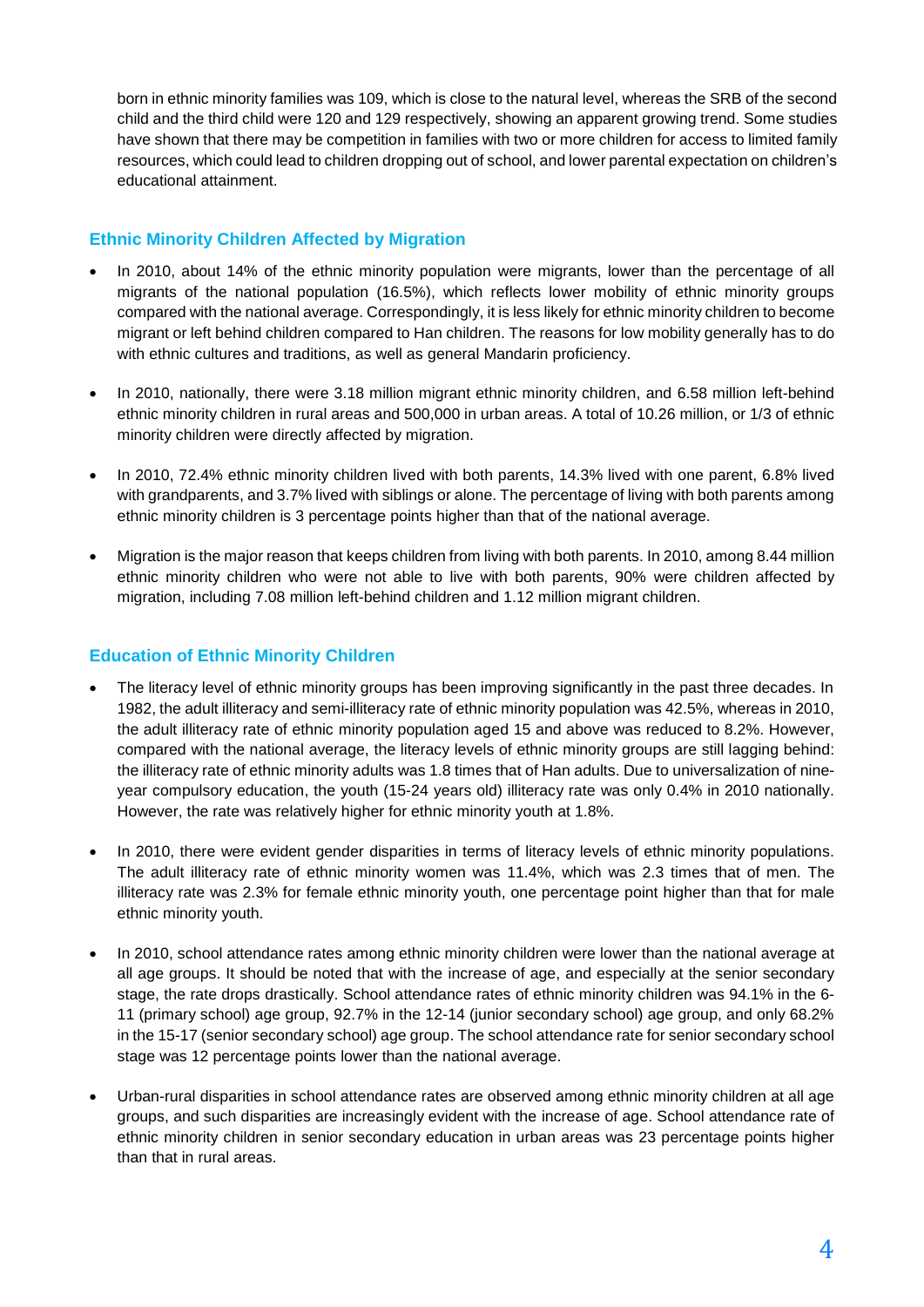born in ethnic minority families was 109, which is close to the natural level, whereas the SRB of the second child and the third child were 120 and 129 respectively, showing an apparent growing trend. Some studies have shown that there may be competition in families with two or more children for access to limited family resources, which could lead to children dropping out of school, and lower parental expectation on children's educational attainment.

### Ethnic Minority Children Affected by Migration

- In 2010, about 14% of the ethnic minority population were migrants, lower than the percentage of all migrants of the national population (16.5%), which reflects lower mobility of ethnic minority groups compared with the national average. Correspondingly, it is less likely for ethnic minority children to become migrant or left behind children compared to Han children. The reasons for low mobility generally has to do with ethnic cultures and traditions, as well as general Mandarin proficiency.

- In 2010, nationally, there were 3.18 million migrant ethnic minority children, and 6.58 million left-behind ethnic minority children in rural areas and 500,000 in urban areas. A total of 10.26 million, or 1/3 of ethnic minority children were directly affected by migration.

- In 2010, 72.4% ethnic minority children lived with both parents, 14.3% lived with one parent, 6.8% lived with grandparents, and 3.7% lived with siblings or alone. The percentage of living with both parents among ethnic minority children is 3 percentage points higher than that of the national average.

- Migration is the major reason that keeps children from living with both parents. In 2010, among 8.44 million ethnic minority children who were not able to live with both parents, 90% were children affected by migration, including 7.08 million left-behind children and 1.12 million migrant children.

### Education of Ethnic Minority Children

- The literacy level of ethnic minority groups has been improving significantly in the past three decades. In 1982, the adult illiteracy and semi-illiteracy rate of ethnic minority population was 42.5%, whereas in 2010, the adult illiteracy rate of ethnic minority population aged 15 and above was reduced to 8.2%. However, compared with the national average, the literacy levels of ethnic minority groups are still lagging behind: the illiteracy rate of ethnic minority adults was 1.8 times that of Han adults. Due to universalization of nine-year compulsory education, the youth (15-24 years old) illiteracy rate was only 0.4% in 2010 nationally. However, the rate was relatively higher for ethnic minority youth at 1.8%.

- In 2010, there were evident gender disparities in terms of literacy levels of ethnic minority populations. The adult illiteracy rate of ethnic minority women was 11.4%, which was 2.3 times that of men. The illiteracy rate was 2.3% for female ethnic minority youth, one percentage point higher than that for male ethnic minority youth.

- In 2010, school attendance rates among ethnic minority children were lower than the national average at all age groups. It should be noted that with the increase of age, and especially at the senior secondary stage, the rate drops drastically. School attendance rates of ethnic minority children was 94.1% in the 6-11 (primary school) age group, 92.7% in the 12-14 (junior secondary school) age group, and only 68.2% in the 15-17 (senior secondary school) age group. The school attendance rate for senior secondary school stage was 12 percentage points lower than the national average.

- Urban-rural disparities in school attendance rates are observed among ethnic minority children at all age groups, and such disparities are increasingly evident with the increase of age. School attendance rate of ethnic minority children in senior secondary education in urban areas was 23 percentage points higher than that in rural areas.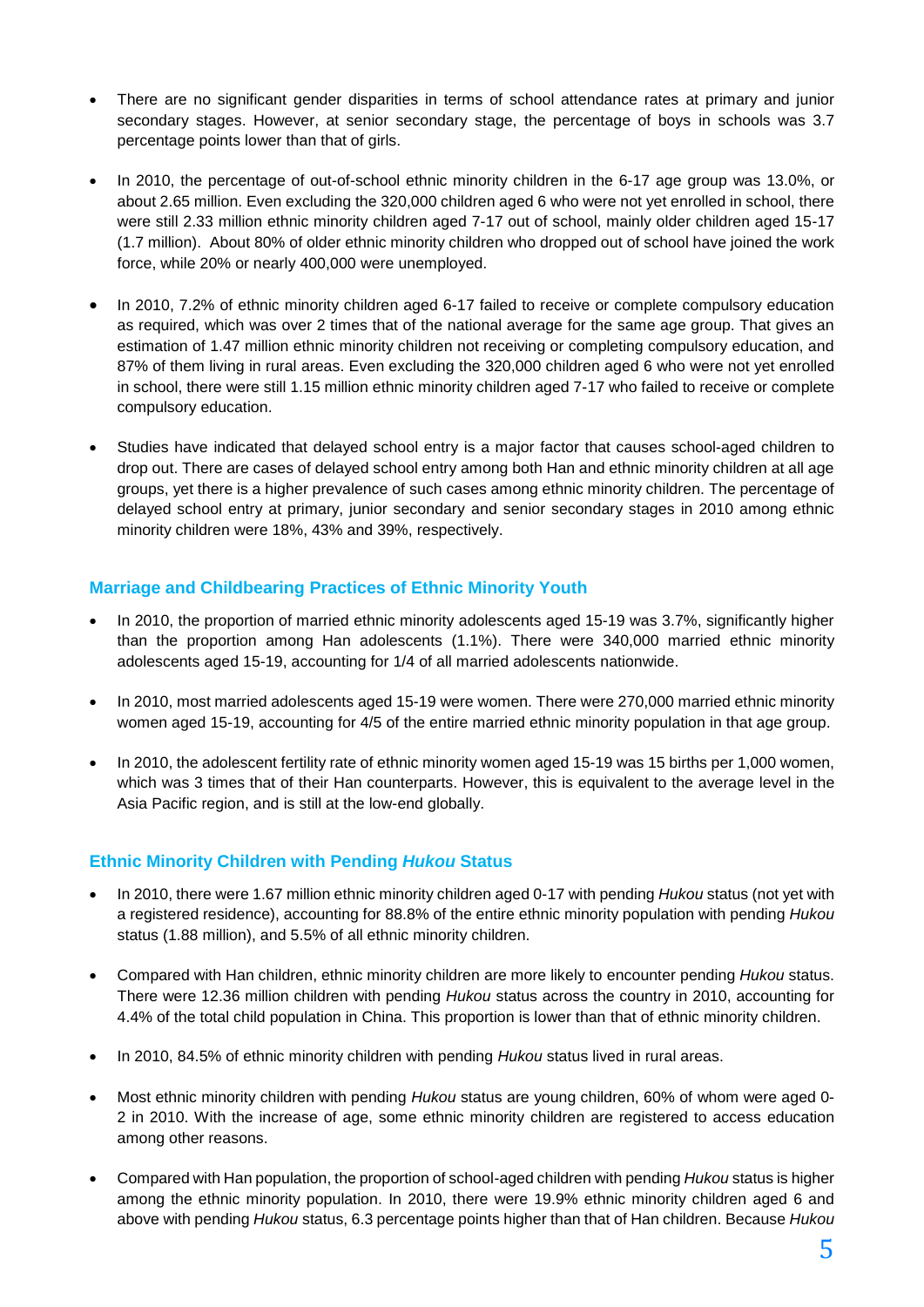- There are no significant gender disparities in terms of school attendance rates at primary and junior secondary stages. However, at senior secondary stage, the percentage of boys in schools was 3.7 percentage points lower than that of girls.

- In 2010, the percentage of out-of-school ethnic minority children in the 6-17 age group was 13.0%, or about 2.65 million. Even excluding the 320,000 children aged 6 who were not yet enrolled in school, there were still 2.33 million ethnic minority children aged 7-17 out of school, mainly older children aged 15-17 (1.7 million). About 80% of older ethnic minority children who dropped out of school have joined the work force, while 20% or nearly 400,000 were unemployed.

- In 2010, 7.2% of ethnic minority children aged 6-17 failed to receive or complete compulsory education as required, which was over 2 times that of the national average for the same age group. That gives an estimation of 1.47 million ethnic minority children not receiving or completing compulsory education, and 87% of them living in rural areas. Even excluding the 320,000 children aged 6 who were not yet enrolled in school, there were still 1.15 million ethnic minority children aged 7-17 who failed to receive or complete compulsory education.

- Studies have indicated that delayed school entry is a major factor that causes school-aged children to drop out. There are cases of delayed school entry among both Han and ethnic minority children at all age groups, yet there is a higher prevalence of such cases among ethnic minority children. The percentage of delayed school entry at primary, junior secondary and senior secondary stages in 2010 among ethnic minority children were 18%, 43% and 39%, respectively.

### Marriage and Childbearing Practices of Ethnic Minority Youth

- In 2010, the proportion of married ethnic minority adolescents aged 15-19 was 3.7%, significantly higher than the proportion among Han adolescents (1.1%). There were 340,000 married ethnic minority adolescents aged 15-19, accounting for 1/4 of all married adolescents nationwide.

- In 2010, most married adolescents aged 15-19 were women. There were 270,000 married ethnic minority women aged 15-19, accounting for 4/5 of the entire married ethnic minority population in that age group.

- In 2010, the adolescent fertility rate of ethnic minority women aged 15-19 was 15 births per 1,000 women, which was 3 times that of their Han counterparts. However, this is equivalent to the average level in the Asia Pacific region, and is still at the low-end globally.

### Ethnic Minority Children with Pending *Hukou* Status

- In 2010, there were 1.67 million ethnic minority children aged 0-17 with pending *Hukou* status (not yet with a registered residence), accounting for 88.8% of the entire ethnic minority population with pending *Hukou* status (1.88 million), and 5.5% of all ethnic minority children.

- Compared with Han children, ethnic minority children are more likely to encounter pending *Hukou* status. There were 12.36 million children with pending *Hukou* status across the country in 2010, accounting for 4.4% of the total child population in China. This proportion is lower than that of ethnic minority children.

- In 2010, 84.5% of ethnic minority children with pending *Hukou* status lived in rural areas.

- Most ethnic minority children with pending *Hukou* status are young children, 60% of whom were aged 0-2 in 2010. With the increase of age, some ethnic minority children are registered to access education among other reasons.

- Compared with Han population, the proportion of school-aged children with pending *Hukou* status is higher among the ethnic minority population. In 2010, there were 19.9% ethnic minority children aged 6 and above with pending *Hukou* status, 6.3 percentage points higher than that of Han children. Because *Hukou*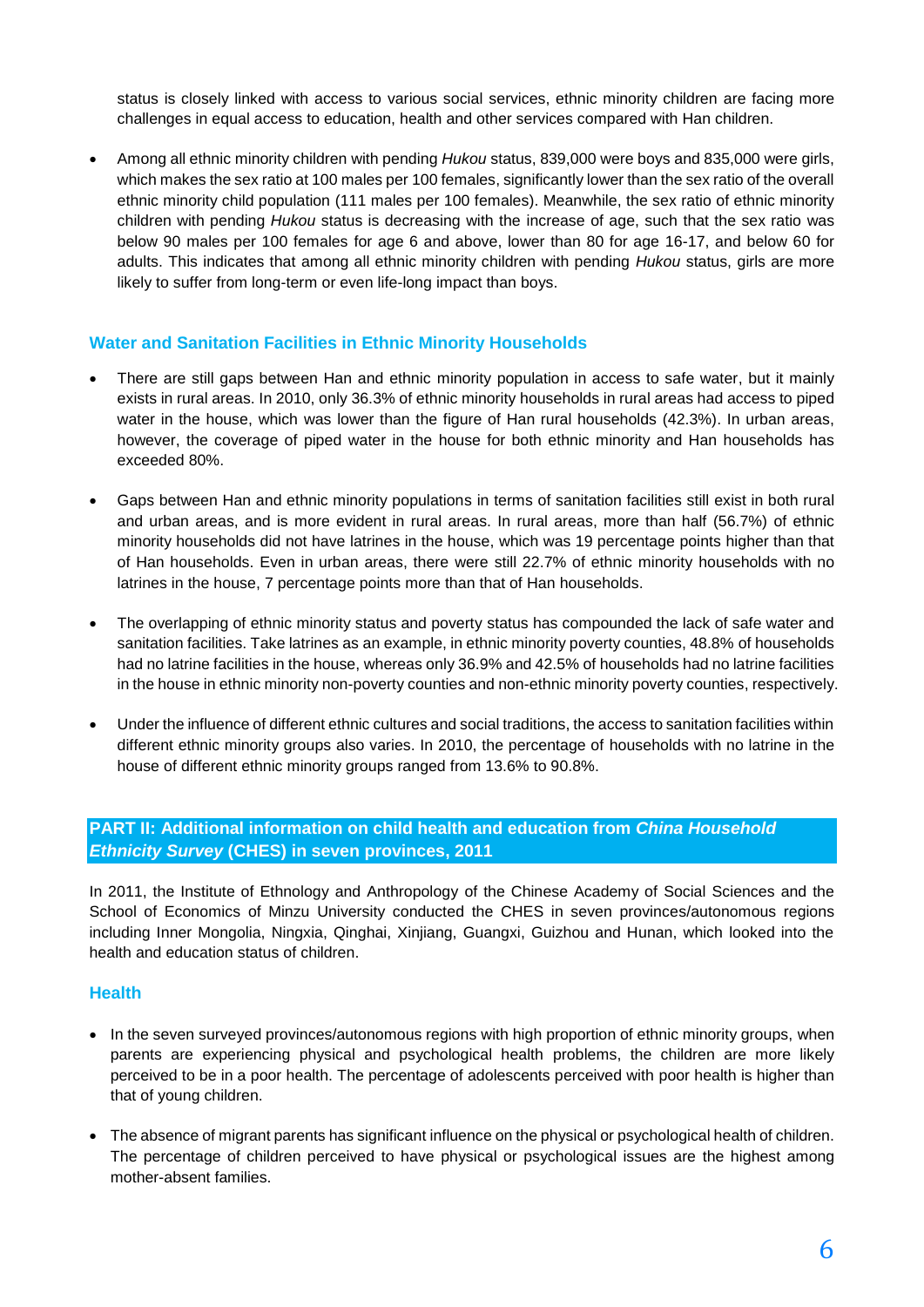status is closely linked with access to various social services, ethnic minority children are facing more challenges in equal access to education, health and other services compared with Han children.

- Among all ethnic minority children with pending *Hukou* status, 839,000 were boys and 835,000 were girls, which makes the sex ratio at 100 males per 100 females, significantly lower than the sex ratio of the overall ethnic minority child population (111 males per 100 females). Meanwhile, the sex ratio of ethnic minority children with pending *Hukou* status is decreasing with the increase of age, such that the sex ratio was below 90 males per 100 females for age 6 and above, lower than 80 for age 16-17, and below 60 for adults. This indicates that among all ethnic minority children with pending *Hukou* status, girls are more likely to suffer from long-term or even life-long impact than boys.

### Water and Sanitation Facilities in Ethnic Minority Households

- There are still gaps between Han and ethnic minority population in access to safe water, but it mainly exists in rural areas. In 2010, only 36.3% of ethnic minority households in rural areas had access to piped water in the house, which was lower than the figure of Han rural households (42.3%). In urban areas, however, the coverage of piped water in the house for both ethnic minority and Han households has exceeded 80%.

- Gaps between Han and ethnic minority populations in terms of sanitation facilities still exist in both rural and urban areas, and is more evident in rural areas. In rural areas, more than half (56.7%) of ethnic minority households did not have latrines in the house, which was 19 percentage points higher than that of Han households. Even in urban areas, there were still 22.7% of ethnic minority households with no latrines in the house, 7 percentage points more than that of Han households.

- The overlapping of ethnic minority status and poverty status has compounded the lack of safe water and sanitation facilities. Take latrines as an example, in ethnic minority poverty counties, 48.8% of households had no latrine facilities in the house, whereas only 36.9% and 42.5% of households had no latrine facilities in the house in ethnic minority non-poverty counties and non-ethnic minority poverty counties, respectively.

- Under the influence of different ethnic cultures and social traditions, the access to sanitation facilities within different ethnic minority groups also varies. In 2010, the percentage of households with no latrine in the house of different ethnic minority groups ranged from 13.6% to 90.8%.

## PART II: Additional information on child health and education from *China Household Ethnicity Survey* (CHES) in seven provinces, 2011

In 2011, the Institute of Ethnology and Anthropology of the Chinese Academy of Social Sciences and the School of Economics of Minzu University conducted the CHES in seven provinces/autonomous regions including Inner Mongolia, Ningxia, Qinghai, Xinjiang, Guangxi, Guizhou and Hunan, which looked into the health and education status of children.

### Health

- In the seven surveyed provinces/autonomous regions with high proportion of ethnic minority groups, when parents are experiencing physical and psychological health problems, the children are more likely perceived to be in a poor health. The percentage of adolescents perceived with poor health is higher than that of young children.

- The absence of migrant parents has significant influence on the physical or psychological health of children. The percentage of children perceived to have physical or psychological issues are the highest among mother-absent families.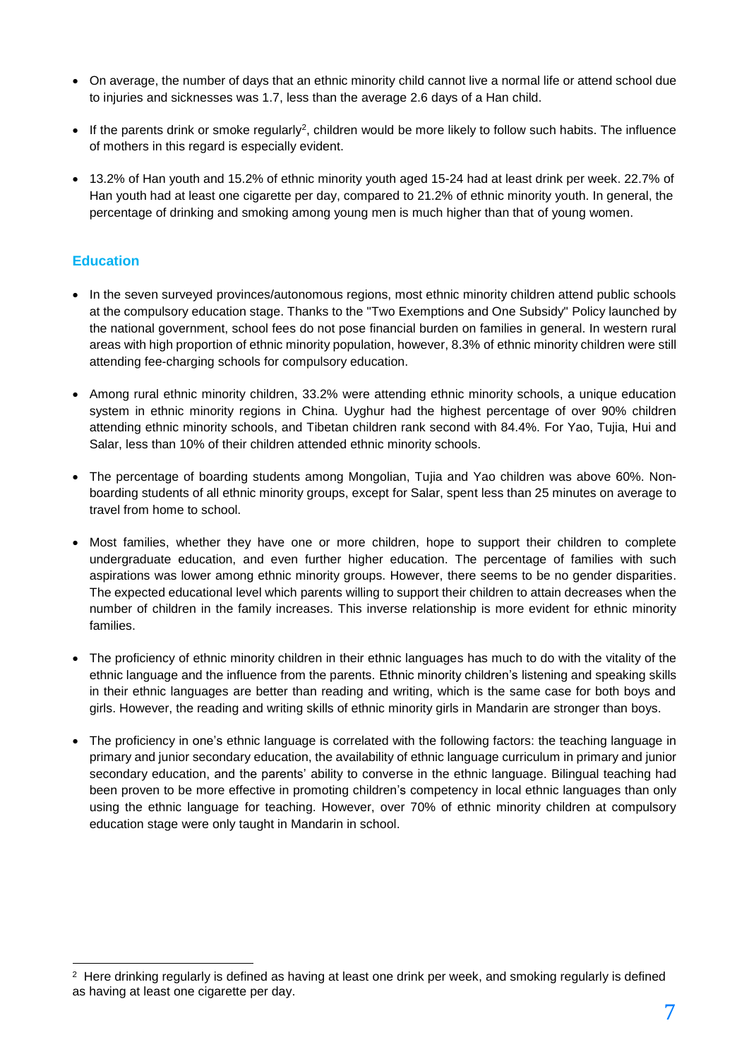- On average, the number of days that an ethnic minority child cannot live a normal life or attend school due to injuries and sicknesses was 1.7, less than the average 2.6 days of a Han child.

- If the parents drink or smoke regularly[2], children would be more likely to follow such habits. The influence of mothers in this regard is especially evident.

- 13.2% of Han youth and 15.2% of ethnic minority youth aged 15-24 had at least drink per week. 22.7% of Han youth had at least one cigarette per day, compared to 21.2% of ethnic minority youth. In general, the percentage of drinking and smoking among young men is much higher than that of young women.

## Education

- In the seven surveyed provinces/autonomous regions, most ethnic minority children attend public schools at the compulsory education stage. Thanks to the "Two Exemptions and One Subsidy" Policy launched by the national government, school fees do not pose financial burden on families in general. In western rural areas with high proportion of ethnic minority population, however, 8.3% of ethnic minority children were still attending fee-charging schools for compulsory education.

- Among rural ethnic minority children, 33.2% were attending ethnic minority schools, a unique education system in ethnic minority regions in China. Uyghur had the highest percentage of over 90% children attending ethnic minority schools, and Tibetan children rank second with 84.4%. For Yao, Tujia, Hui and Salar, less than 10% of their children attended ethnic minority schools.

- The percentage of boarding students among Mongolian, Tujia and Yao children was above 60%. Non-boarding students of all ethnic minority groups, except for Salar, spent less than 25 minutes on average to travel from home to school.

- Most families, whether they have one or more children, hope to support their children to complete undergraduate education, and even further higher education. The percentage of families with such aspirations was lower among ethnic minority groups. However, there seems to be no gender disparities. The expected educational level which parents willing to support their children to attain decreases when the number of children in the family increases. This inverse relationship is more evident for ethnic minority families.

- The proficiency of ethnic minority children in their ethnic languages has much to do with the vitality of the ethnic language and the influence from the parents. Ethnic minority children's listening and speaking skills in their ethnic languages are better than reading and writing, which is the same case for both boys and girls. However, the reading and writing skills of ethnic minority girls in Mandarin are stronger than boys.

- The proficiency in one's ethnic language is correlated with the following factors: the teaching language in primary and junior secondary education, the availability of ethnic language curriculum in primary and junior secondary education, and the parents' ability to converse in the ethnic language. Bilingual teaching had been proven to be more effective in promoting children's competency in local ethnic languages than only using the ethnic language for teaching. However, over 70% of ethnic minority children at compulsory education stage were only taught in Mandarin in school.

[2] Here drinking regularly is defined as having at least one drink per week, and smoking regularly is defined as having at least one cigarette per day.